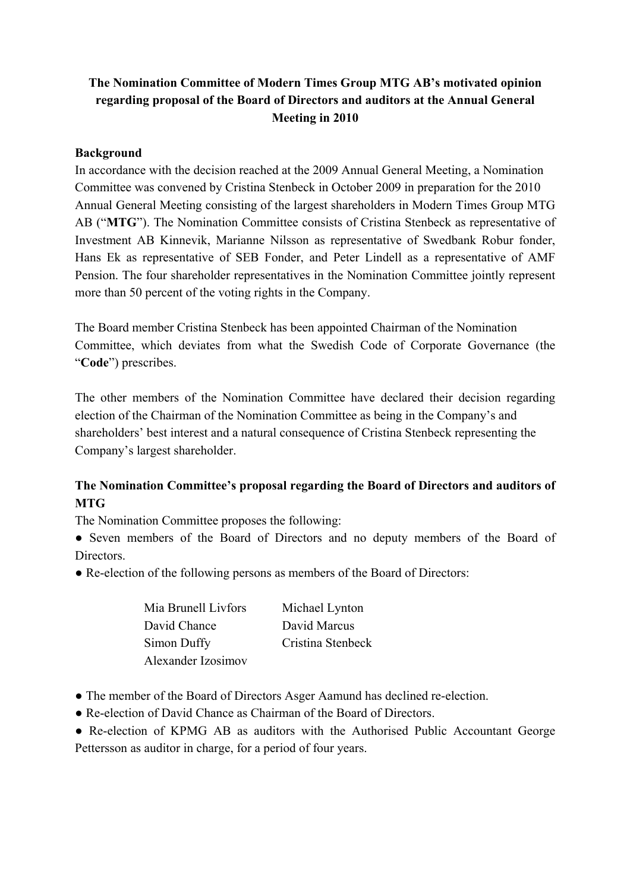# The Nomination Committee of Modern Times Group MTG AB's motivated opinion regarding proposal of the Board of Directors and auditors at the Annual General Meeting in 2010

## Background

In accordance with the decision reached at the 2009 Annual General Meeting, a Nomination Committee was convened by Cristina Stenbeck in October 2009 in preparation for the 2010 Annual General Meeting consisting of the largest shareholders in Modern Times Group MTG AB ("**MTG**"). The Nomination Committee consists of Cristina Stenbeck as representative of Investment AB Kinnevik, Marianne Nilsson as representative of Swedbank Robur fonder, Hans Ek as representative of SEB Fonder, and Peter Lindell as a representative of AMF Pension. The four shareholder representatives in the Nomination Committee jointly represent more than 50 percent of the voting rights in the Company.

The Board member Cristina Stenbeck has been appointed Chairman of the Nomination Committee, which deviates from what the Swedish Code of Corporate Governance (the "**Code**") prescribes.

The other members of the Nomination Committee have declared their decision regarding election of the Chairman of the Nomination Committee as being in the Company's and shareholders' best interest and a natural consequence of Cristina Stenbeck representing the Company's largest shareholder.

## The Nomination Committee's proposal regarding the Board of Directors and auditors of MTG

The Nomination Committee proposes the following:

- Seven members of the Board of Directors and no deputy members of the Board of Directors.
- Re-election of the following persons as members of the Board of Directors:

  Mia Brunell Livfors
  David Chance
  Simon Duffy
  Alexander Izosimov
  Michael Lynton
  David Marcus
  Cristina Stenbeck

- The member of the Board of Directors Asger Aamund has declined re-election.
- Re-election of David Chance as Chairman of the Board of Directors.
- Re-election of KPMG AB as auditors with the Authorised Public Accountant George Pettersson as auditor in charge, for a period of four years.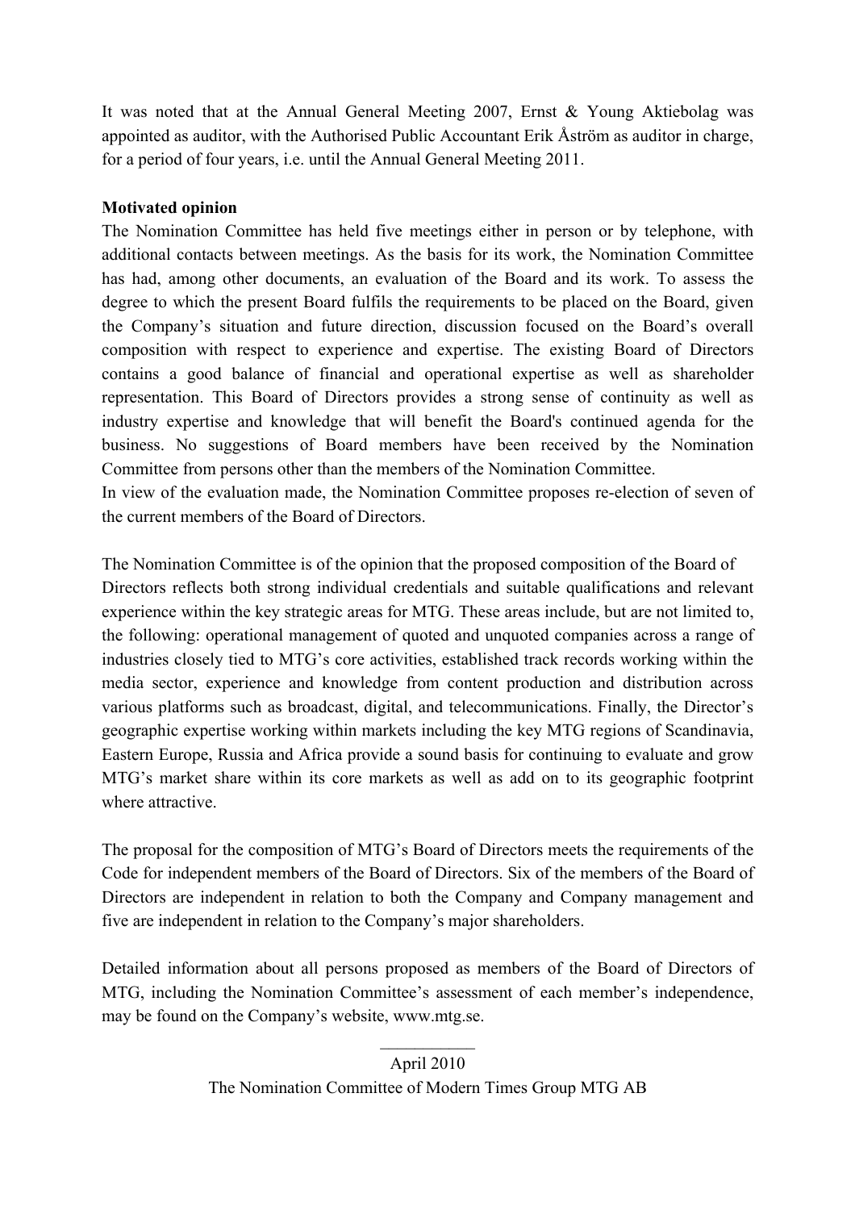It was noted that at the Annual General Meeting 2007, Ernst & Young Aktiebolag was appointed as auditor, with the Authorised Public Accountant Erik Åström as auditor in charge, for a period of four years, i.e. until the Annual General Meeting 2011.

**Motivated opinion**

The Nomination Committee has held five meetings either in person or by telephone, with additional contacts between meetings. As the basis for its work, the Nomination Committee has had, among other documents, an evaluation of the Board and its work. To assess the degree to which the present Board fulfils the requirements to be placed on the Board, given the Company's situation and future direction, discussion focused on the Board's overall composition with respect to experience and expertise. The existing Board of Directors contains a good balance of financial and operational expertise as well as shareholder representation. This Board of Directors provides a strong sense of continuity as well as industry expertise and knowledge that will benefit the Board's continued agenda for the business. No suggestions of Board members have been received by the Nomination Committee from persons other than the members of the Nomination Committee.

In view of the evaluation made, the Nomination Committee proposes re-election of seven of the current members of the Board of Directors.

The Nomination Committee is of the opinion that the proposed composition of the Board of Directors reflects both strong individual credentials and suitable qualifications and relevant experience within the key strategic areas for MTG. These areas include, but are not limited to, the following: operational management of quoted and unquoted companies across a range of industries closely tied to MTG's core activities, established track records working within the media sector, experience and knowledge from content production and distribution across various platforms such as broadcast, digital, and telecommunications. Finally, the Director's geographic expertise working within markets including the key MTG regions of Scandinavia, Eastern Europe, Russia and Africa provide a sound basis for continuing to evaluate and grow MTG's market share within its core markets as well as add on to its geographic footprint where attractive.

The proposal for the composition of MTG's Board of Directors meets the requirements of the Code for independent members of the Board of Directors. Six of the members of the Board of Directors are independent in relation to both the Company and Company management and five are independent in relation to the Company's major shareholders.

Detailed information about all persons proposed as members of the Board of Directors of MTG, including the Nomination Committee's assessment of each member's independence, may be found on the Company's website, www.mtg.se.

\_\_\_\_\_\_\_\_\_\_\_\_

April 2010

The Nomination Committee of Modern Times Group MTG AB